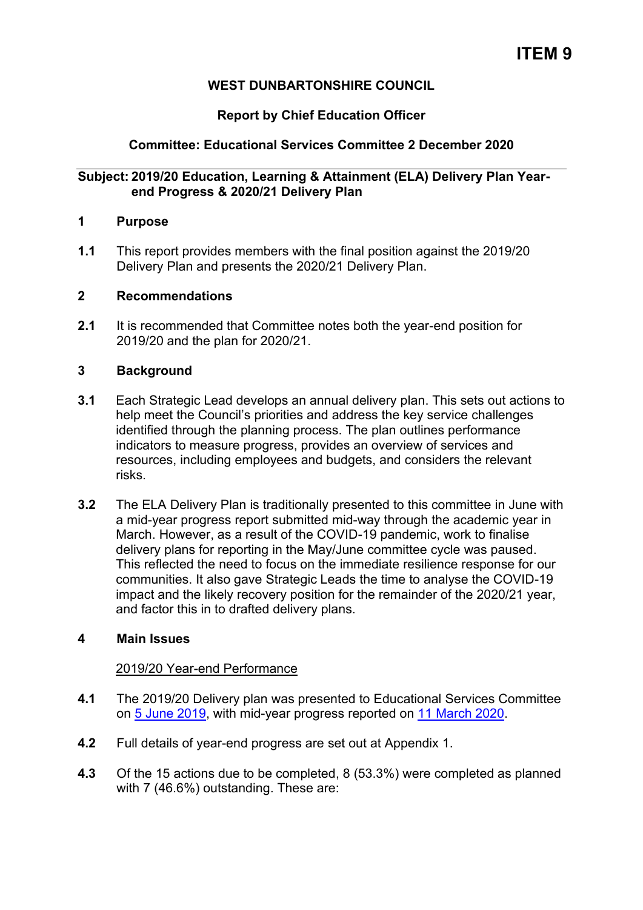# ITEM 9

**WEST DUNBARTONSHIRE COUNCIL**

**Report by Chief Education Officer**

**Committee: Educational Services Committee 2 December 2020**

---

**Subject: 2019/20 Education, Learning & Attainment (ELA) Delivery Plan Year-end Progress & 2020/21 Delivery Plan**

## 1 Purpose

**1.1** This report provides members with the final position against the 2019/20 Delivery Plan and presents the 2020/21 Delivery Plan.

## 2 Recommendations

**2.1** It is recommended that Committee notes both the year-end position for 2019/20 and the plan for 2020/21.

## 3 Background

**3.1** Each Strategic Lead develops an annual delivery plan. This sets out actions to help meet the Council's priorities and address the key service challenges identified through the planning process. The plan outlines performance indicators to measure progress, provides an overview of services and resources, including employees and budgets, and considers the relevant risks.

**3.2** The ELA Delivery Plan is traditionally presented to this committee in June with a mid-year progress report submitted mid-way through the academic year in March. However, as a result of the COVID-19 pandemic, work to finalise delivery plans for reporting in the May/June committee cycle was paused. This reflected the need to focus on the immediate resilience response for our communities. It also gave Strategic Leads the time to analyse the COVID-19 impact and the likely recovery position for the remainder of the 2020/21 year, and factor this in to drafted delivery plans.

## 4 Main Issues

2019/20 Year-end Performance

**4.1** The 2019/20 Delivery plan was presented to Educational Services Committee on 5 June 2019, with mid-year progress reported on 11 March 2020.

**4.2** Full details of year-end progress are set out at Appendix 1.

**4.3** Of the 15 actions due to be completed, 8 (53.3%) were completed as planned with 7 (46.6%) outstanding. These are: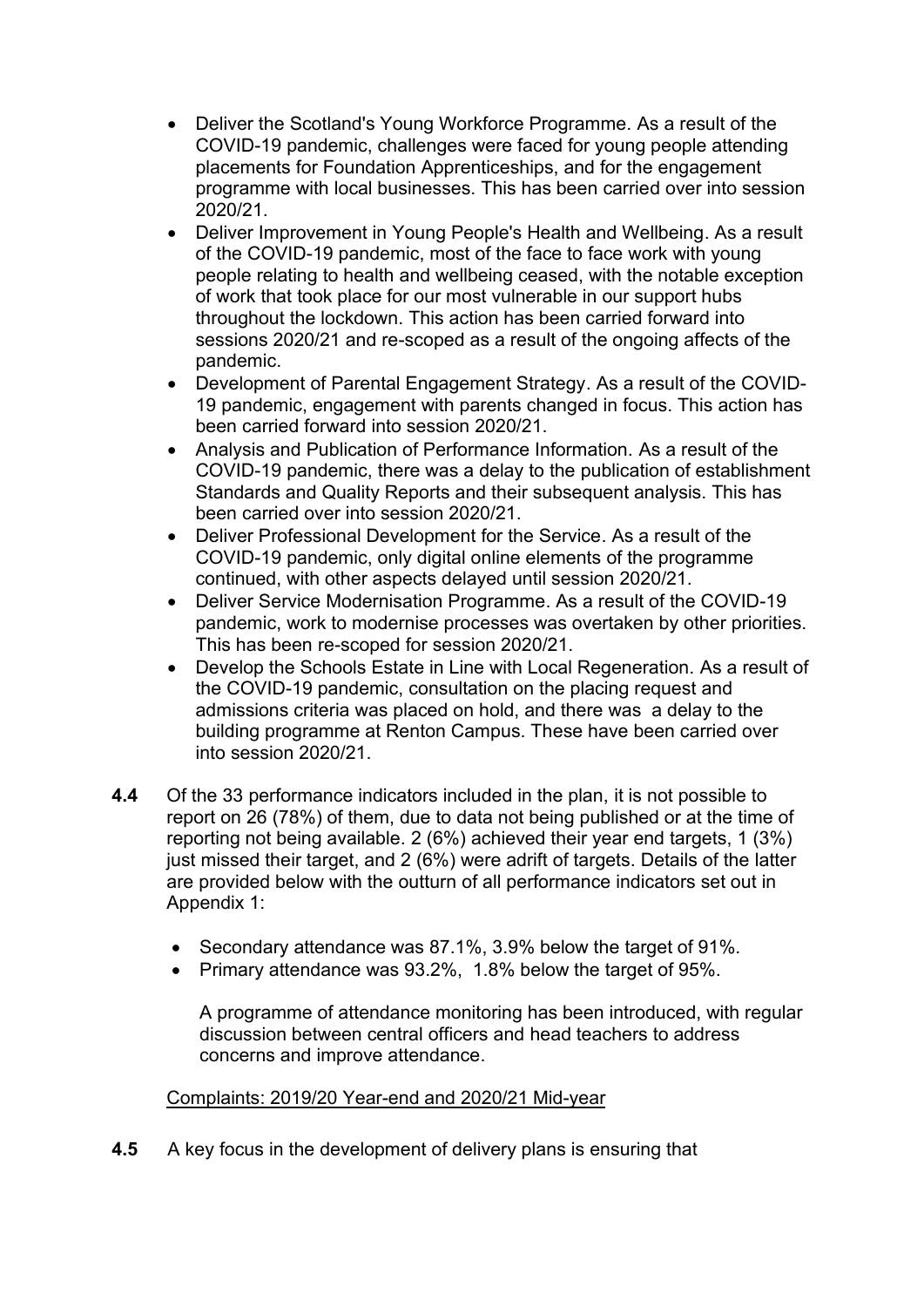- Deliver the Scotland's Young Workforce Programme. As a result of the COVID-19 pandemic, challenges were faced for young people attending placements for Foundation Apprenticeships, and for the engagement programme with local businesses. This has been carried over into session 2020/21.
- Deliver Improvement in Young People's Health and Wellbeing. As a result of the COVID-19 pandemic, most of the face to face work with young people relating to health and wellbeing ceased, with the notable exception of work that took place for our most vulnerable in our support hubs throughout the lockdown. This action has been carried forward into sessions 2020/21 and re-scoped as a result of the ongoing affects of the pandemic.
- Development of Parental Engagement Strategy. As a result of the COVID-19 pandemic, engagement with parents changed in focus. This action has been carried forward into session 2020/21.
- Analysis and Publication of Performance Information. As a result of the COVID-19 pandemic, there was a delay to the publication of establishment Standards and Quality Reports and their subsequent analysis. This has been carried over into session 2020/21.
- Deliver Professional Development for the Service. As a result of the COVID-19 pandemic, only digital online elements of the programme continued, with other aspects delayed until session 2020/21.
- Deliver Service Modernisation Programme. As a result of the COVID-19 pandemic, work to modernise processes was overtaken by other priorities. This has been re-scoped for session 2020/21.
- Develop the Schools Estate in Line with Local Regeneration. As a result of the COVID-19 pandemic, consultation on the placing request and admissions criteria was placed on hold, and there was a delay to the building programme at Renton Campus. These have been carried over into session 2020/21.

**4.4** Of the 33 performance indicators included in the plan, it is not possible to report on 26 (78%) of them, due to data not being published or at the time of reporting not being available. 2 (6%) achieved their year end targets, 1 (3%) just missed their target, and 2 (6%) were adrift of targets. Details of the latter are provided below with the outturn of all performance indicators set out in Appendix 1:

- Secondary attendance was 87.1%, 3.9% below the target of 91%.
- Primary attendance was 93.2%, 1.8% below the target of 95%.

A programme of attendance monitoring has been introduced, with regular discussion between central officers and head teachers to address concerns and improve attendance.

Complaints: 2019/20 Year-end and 2020/21 Mid-year

**4.5** A key focus in the development of delivery plans is ensuring that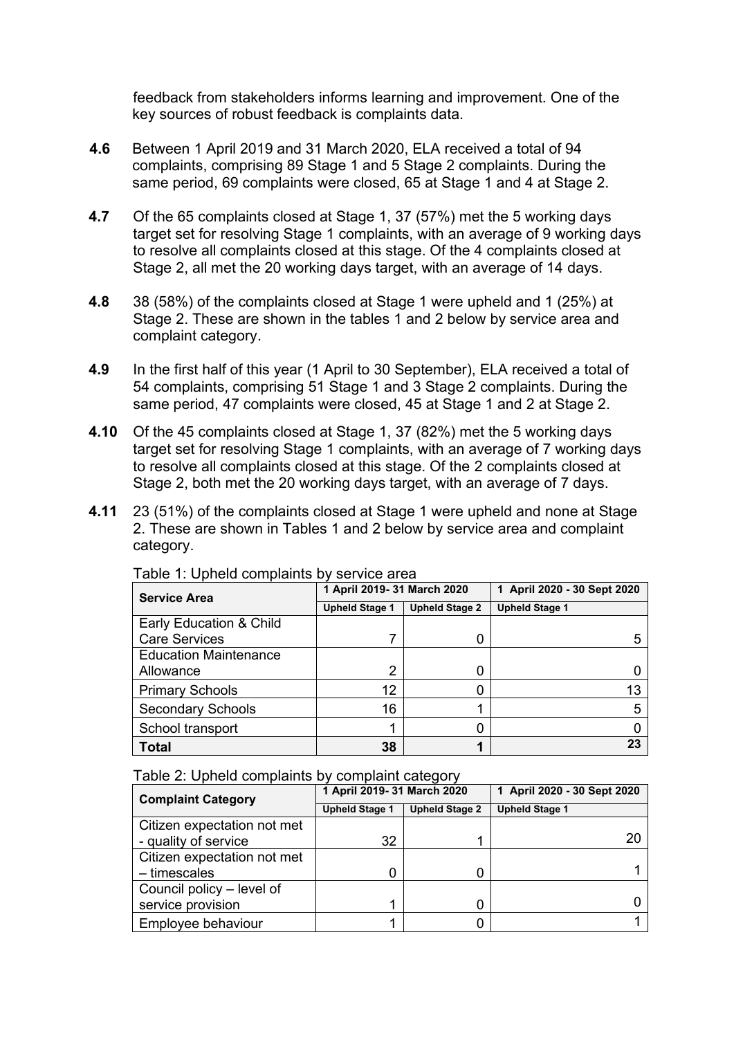feedback from stakeholders informs learning and improvement. One of the key sources of robust feedback is complaints data.

**4.6** Between 1 April 2019 and 31 March 2020, ELA received a total of 94 complaints, comprising 89 Stage 1 and 5 Stage 2 complaints. During the same period, 69 complaints were closed, 65 at Stage 1 and 4 at Stage 2.

**4.7** Of the 65 complaints closed at Stage 1, 37 (57%) met the 5 working days target set for resolving Stage 1 complaints, with an average of 9 working days to resolve all complaints closed at this stage. Of the 4 complaints closed at Stage 2, all met the 20 working days target, with an average of 14 days.

**4.8** 38 (58%) of the complaints closed at Stage 1 were upheld and 1 (25%) at Stage 2. These are shown in the tables 1 and 2 below by service area and complaint category.

**4.9** In the first half of this year (1 April to 30 September), ELA received a total of 54 complaints, comprising 51 Stage 1 and 3 Stage 2 complaints. During the same period, 47 complaints were closed, 45 at Stage 1 and 2 at Stage 2.

**4.10** Of the 45 complaints closed at Stage 1, 37 (82%) met the 5 working days target set for resolving Stage 1 complaints, with an average of 7 working days to resolve all complaints closed at this stage. Of the 2 complaints closed at Stage 2, both met the 20 working days target, with an average of 7 days.

**4.11** 23 (51%) of the complaints closed at Stage 1 were upheld and none at Stage 2. These are shown in Tables 1 and 2 below by service area and complaint category.

Table 1: Upheld complaints by service area

| Service Area | 1 April 2019- 31 March 2020 | | 1 April 2020 - 30 Sept 2020 |
|---|---|---|---|
| | Upheld Stage 1 | Upheld Stage 2 | Upheld Stage 1 |
| Early Education & Child Care Services | 7 | 0 | 5 |
| Education Maintenance Allowance | 2 | 0 | 0 |
| Primary Schools | 12 | 0 | 13 |
| Secondary Schools | 16 | 1 | 5 |
| School transport | 1 | 0 | 0 |
| **Total** | **38** | **1** | **23** |

Table 2: Upheld complaints by complaint category

| Complaint Category | 1 April 2019- 31 March 2020 | | 1 April 2020 - 30 Sept 2020 |
|---|---|---|---|
| | Upheld Stage 1 | Upheld Stage 2 | Upheld Stage 1 |
| Citizen expectation not met - quality of service | 32 | 1 | 20 |
| Citizen expectation not met – timescales | 0 | 0 | 1 |
| Council policy – level of service provision | 1 | 0 | 0 |
| Employee behaviour | 1 | 0 | 1 |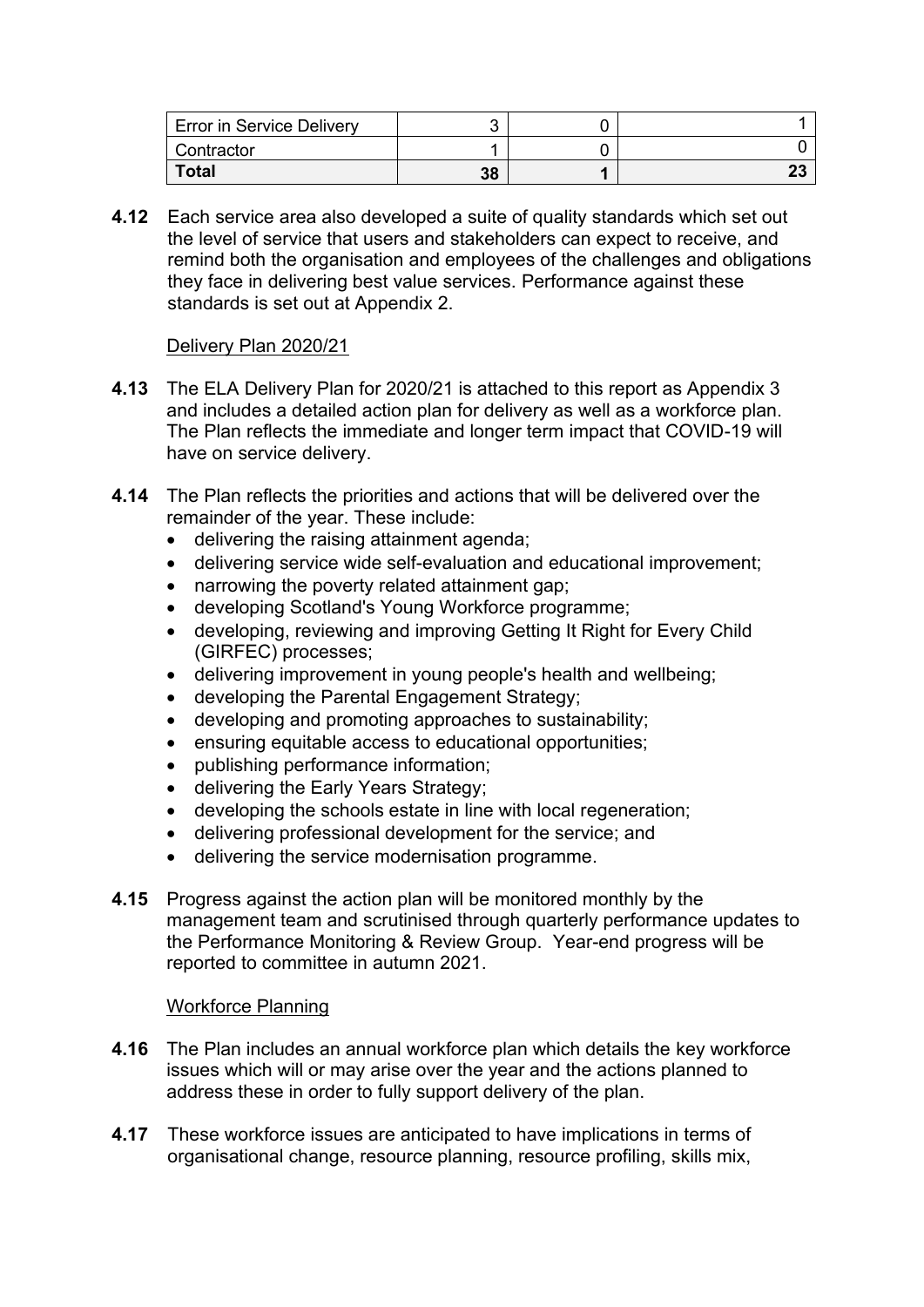| Error in Service Delivery | 3 | 0 | 1 |
| --- | --- | --- | --- |
| Contractor | 1 | 0 | 0 |
| **Total** | **38** | **1** | **23** |

**4.12** Each service area also developed a suite of quality standards which set out the level of service that users and stakeholders can expect to receive, and remind both the organisation and employees of the challenges and obligations they face in delivering best value services. Performance against these standards is set out at Appendix 2.

Delivery Plan 2020/21

**4.13** The ELA Delivery Plan for 2020/21 is attached to this report as Appendix 3 and includes a detailed action plan for delivery as well as a workforce plan. The Plan reflects the immediate and longer term impact that COVID-19 will have on service delivery.

**4.14** The Plan reflects the priorities and actions that will be delivered over the remainder of the year. These include:

- delivering the raising attainment agenda;
- delivering service wide self-evaluation and educational improvement;
- narrowing the poverty related attainment gap;
- developing Scotland's Young Workforce programme;
- developing, reviewing and improving Getting It Right for Every Child (GIRFEC) processes;
- delivering improvement in young people's health and wellbeing;
- developing the Parental Engagement Strategy;
- developing and promoting approaches to sustainability;
- ensuring equitable access to educational opportunities;
- publishing performance information;
- delivering the Early Years Strategy;
- developing the schools estate in line with local regeneration;
- delivering professional development for the service; and
- delivering the service modernisation programme.

**4.15** Progress against the action plan will be monitored monthly by the management team and scrutinised through quarterly performance updates to the Performance Monitoring & Review Group. Year-end progress will be reported to committee in autumn 2021.

Workforce Planning

**4.16** The Plan includes an annual workforce plan which details the key workforce issues which will or may arise over the year and the actions planned to address these in order to fully support delivery of the plan.

**4.17** These workforce issues are anticipated to have implications in terms of organisational change, resource planning, resource profiling, skills mix,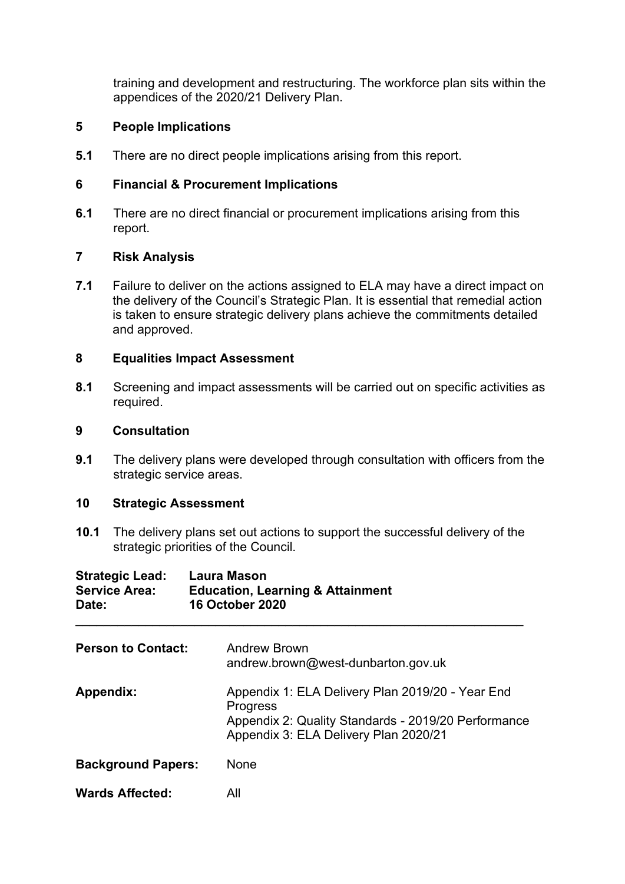training and development and restructuring. The workforce plan sits within the appendices of the 2020/21 Delivery Plan.

## 5 People Implications

**5.1** There are no direct people implications arising from this report.

## 6 Financial & Procurement Implications

**6.1** There are no direct financial or procurement implications arising from this report.

## 7 Risk Analysis

**7.1** Failure to deliver on the actions assigned to ELA may have a direct impact on the delivery of the Council's Strategic Plan. It is essential that remedial action is taken to ensure strategic delivery plans achieve the commitments detailed and approved.

## 8 Equalities Impact Assessment

**8.1** Screening and impact assessments will be carried out on specific activities as required.

## 9 Consultation

**9.1** The delivery plans were developed through consultation with officers from the strategic service areas.

## 10 Strategic Assessment

**10.1** The delivery plans set out actions to support the successful delivery of the strategic priorities of the Council.

**Strategic Lead:** **Laura Mason**
**Service Area:** **Education, Learning & Attainment**
**Date:** **16 October 2020**

---

**Person to Contact:** Andrew Brown
andrew.brown@west-dunbarton.gov.uk

**Appendix:** Appendix 1: ELA Delivery Plan 2019/20 - Year End Progress
Appendix 2: Quality Standards - 2019/20 Performance
Appendix 3: ELA Delivery Plan 2020/21

**Background Papers:** None

**Wards Affected:** All